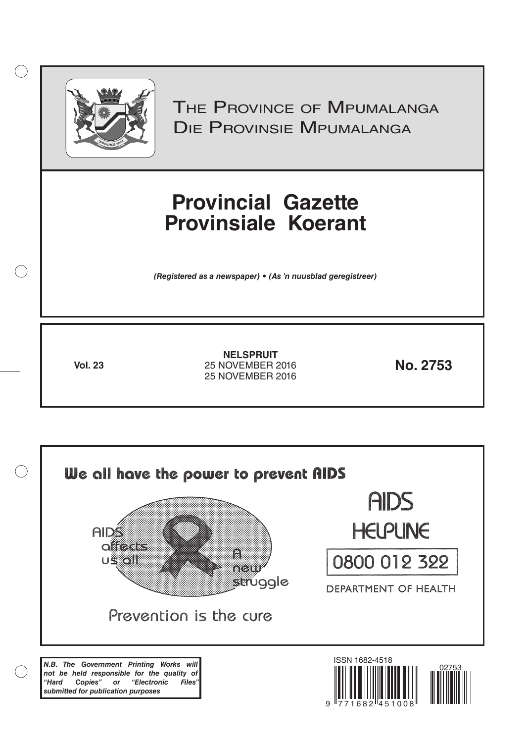# The Province of Mpumalanga
# Die Provinsie Mpumalanga

# Provincial Gazette
# Provinsiale Koerant

***(Registered as a newspaper) • (As 'n nuusblad geregistreer)***

**Vol. 23**

**NELSPRUIT**
25 NOVEMBER 2016
25 NOVEMBER 2016

**No. 2753**

**We all have the power to prevent AIDS**

AIDS affects us all

A new struggle

Prevention is the cure

AIDS HELPLINE

0800 012 322

DEPARTMENT OF HEALTH

***N.B. The Government Printing Works will not be held responsible for the quality of "Hard Copies" or "Electronic Files" submitted for publication purposes***

ISSN 1682-4518

02753

9 771682 451008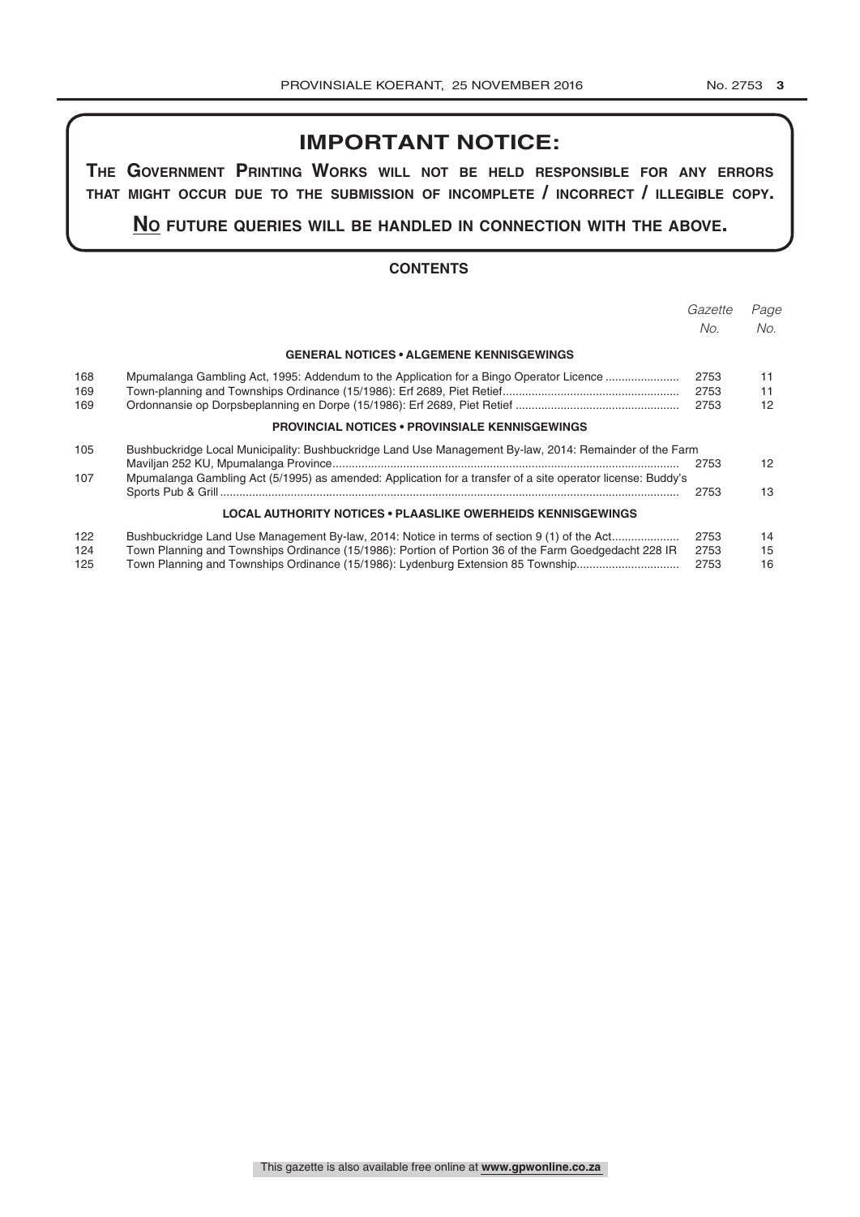## IMPORTANT NOTICE:

**THE GOVERNMENT PRINTING WORKS WILL NOT BE HELD RESPONSIBLE FOR ANY ERRORS THAT MIGHT OCCUR DUE TO THE SUBMISSION OF INCOMPLETE / INCORRECT / ILLEGIBLE COPY.**

**NO FUTURE QUERIES WILL BE HANDLED IN CONNECTION WITH THE ABOVE.**

### CONTENTS

| | | *Gazette No.* | *Page No.* |
|---|---|---|---|
| | **GENERAL NOTICES • ALGEMENE KENNISGEWINGS** | | |
| 168 | Mpumalanga Gambling Act, 1995: Addendum to the Application for a Bingo Operator Licence | 2753 | 11 |
| 169 | Town-planning and Townships Ordinance (15/1986): Erf 2689, Piet Retief | 2753 | 11 |
| 169 | Ordonnansie op Dorpsbeplanning en Dorpe (15/1986): Erf 2689, Piet Retief | 2753 | 12 |
| | **PROVINCIAL NOTICES • PROVINSIALE KENNISGEWINGS** | | |
| 105 | Bushbuckridge Local Municipality: Bushbuckridge Land Use Management By-law, 2014: Remainder of the Farm Maviljan 252 KU, Mpumalanga Province | 2753 | 12 |
| 107 | Mpumalanga Gambling Act (5/1995) as amended: Application for a transfer of a site operator license: Buddy's Sports Pub & Grill | 2753 | 13 |
| | **LOCAL AUTHORITY NOTICES • PLAASLIKE OWERHEIDS KENNISGEWINGS** | | |
| 122 | Bushbuckridge Land Use Management By-law, 2014: Notice in terms of section 9 (1) of the Act | 2753 | 14 |
| 124 | Town Planning and Townships Ordinance (15/1986): Portion of Portion 36 of the Farm Goedgedacht 228 IR | 2753 | 15 |
| 125 | Town Planning and Townships Ordinance (15/1986): Lydenburg Extension 85 Township | 2753 | 16 |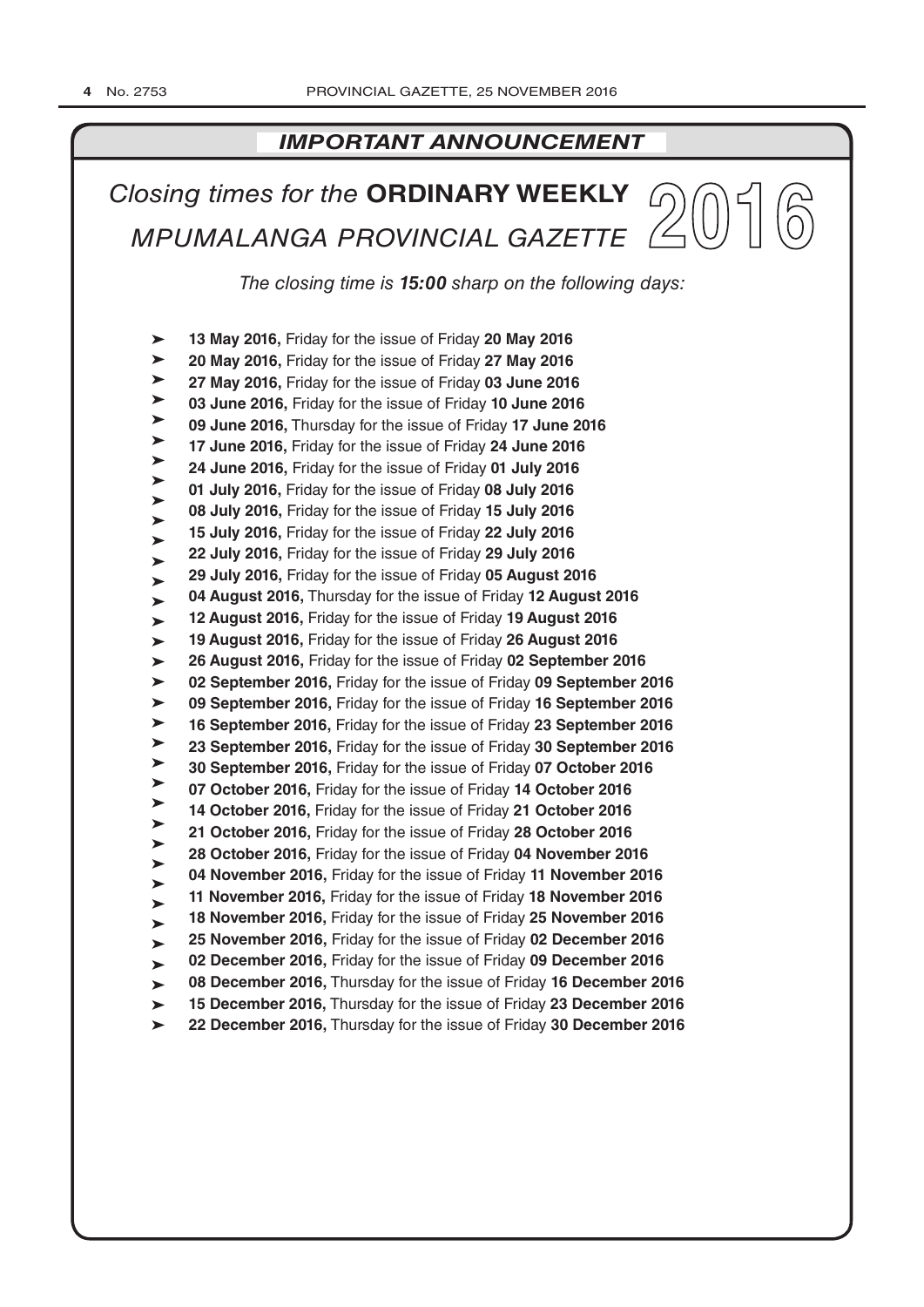## *IMPORTANT ANNOUNCEMENT*

# *Closing times for the* **ORDINARY WEEKLY** *MPUMALANGA PROVINCIAL GAZETTE* 2016

*The closing time is **15:00** sharp on the following days:*

- **13 May 2016,** Friday for the issue of Friday **20 May 2016**
- **20 May 2016,** Friday for the issue of Friday **27 May 2016**
- **27 May 2016,** Friday for the issue of Friday **03 June 2016**
- **03 June 2016,** Friday for the issue of Friday **10 June 2016**
- **09 June 2016,** Thursday for the issue of Friday **17 June 2016**
- **17 June 2016,** Friday for the issue of Friday **24 June 2016**
- **24 June 2016,** Friday for the issue of Friday **01 July 2016**
- **01 July 2016,** Friday for the issue of Friday **08 July 2016**
- **08 July 2016,** Friday for the issue of Friday **15 July 2016**
- **15 July 2016,** Friday for the issue of Friday **22 July 2016**
- **22 July 2016,** Friday for the issue of Friday **29 July 2016**
- **29 July 2016,** Friday for the issue of Friday **05 August 2016**
- **04 August 2016,** Thursday for the issue of Friday **12 August 2016**
- **12 August 2016,** Friday for the issue of Friday **19 August 2016**
- **19 August 2016,** Friday for the issue of Friday **26 August 2016**
- **26 August 2016,** Friday for the issue of Friday **02 September 2016**
- **02 September 2016,** Friday for the issue of Friday **09 September 2016**
- **09 September 2016,** Friday for the issue of Friday **16 September 2016**
- **16 September 2016,** Friday for the issue of Friday **23 September 2016**
- **23 September 2016,** Friday for the issue of Friday **30 September 2016**
- **30 September 2016,** Friday for the issue of Friday **07 October 2016**
- **07 October 2016,** Friday for the issue of Friday **14 October 2016**
- **14 October 2016,** Friday for the issue of Friday **21 October 2016**
- **21 October 2016,** Friday for the issue of Friday **28 October 2016**
- **28 October 2016,** Friday for the issue of Friday **04 November 2016**
- **04 November 2016,** Friday for the issue of Friday **11 November 2016**
- **11 November 2016,** Friday for the issue of Friday **18 November 2016**
- **18 November 2016,** Friday for the issue of Friday **25 November 2016**
- **25 November 2016,** Friday for the issue of Friday **02 December 2016**
- **02 December 2016,** Friday for the issue of Friday **09 December 2016**
- **08 December 2016,** Thursday for the issue of Friday **16 December 2016**
- **15 December 2016,** Thursday for the issue of Friday **23 December 2016**
- **22 December 2016,** Thursday for the issue of Friday **30 December 2016**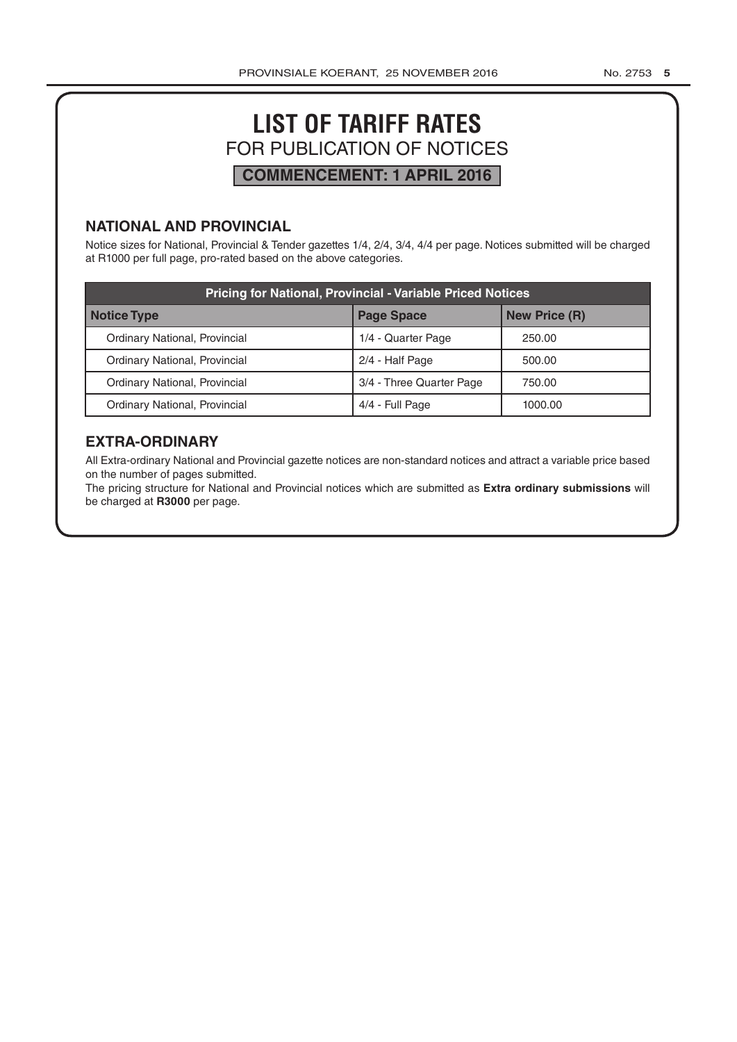# LIST OF TARIFF RATES

## FOR PUBLICATION OF NOTICES

**COMMENCEMENT: 1 APRIL 2016**

### NATIONAL AND PROVINCIAL

Notice sizes for National, Provincial & Tender gazettes 1/4, 2/4, 3/4, 4/4 per page. Notices submitted will be charged at R1000 per full page, pro-rated based on the above categories.

| Pricing for National, Provincial - Variable Priced Notices | | |
|---|---|---|
| **Notice Type** | **Page Space** | **New Price (R)** |
| Ordinary National, Provincial | 1/4 - Quarter Page | 250.00 |
| Ordinary National, Provincial | 2/4 - Half Page | 500.00 |
| Ordinary National, Provincial | 3/4 - Three Quarter Page | 750.00 |
| Ordinary National, Provincial | 4/4 - Full Page | 1000.00 |

### EXTRA-ORDINARY

All Extra-ordinary National and Provincial gazette notices are non-standard notices and attract a variable price based on the number of pages submitted.

The pricing structure for National and Provincial notices which are submitted as **Extra ordinary submissions** will be charged at **R3000** per page.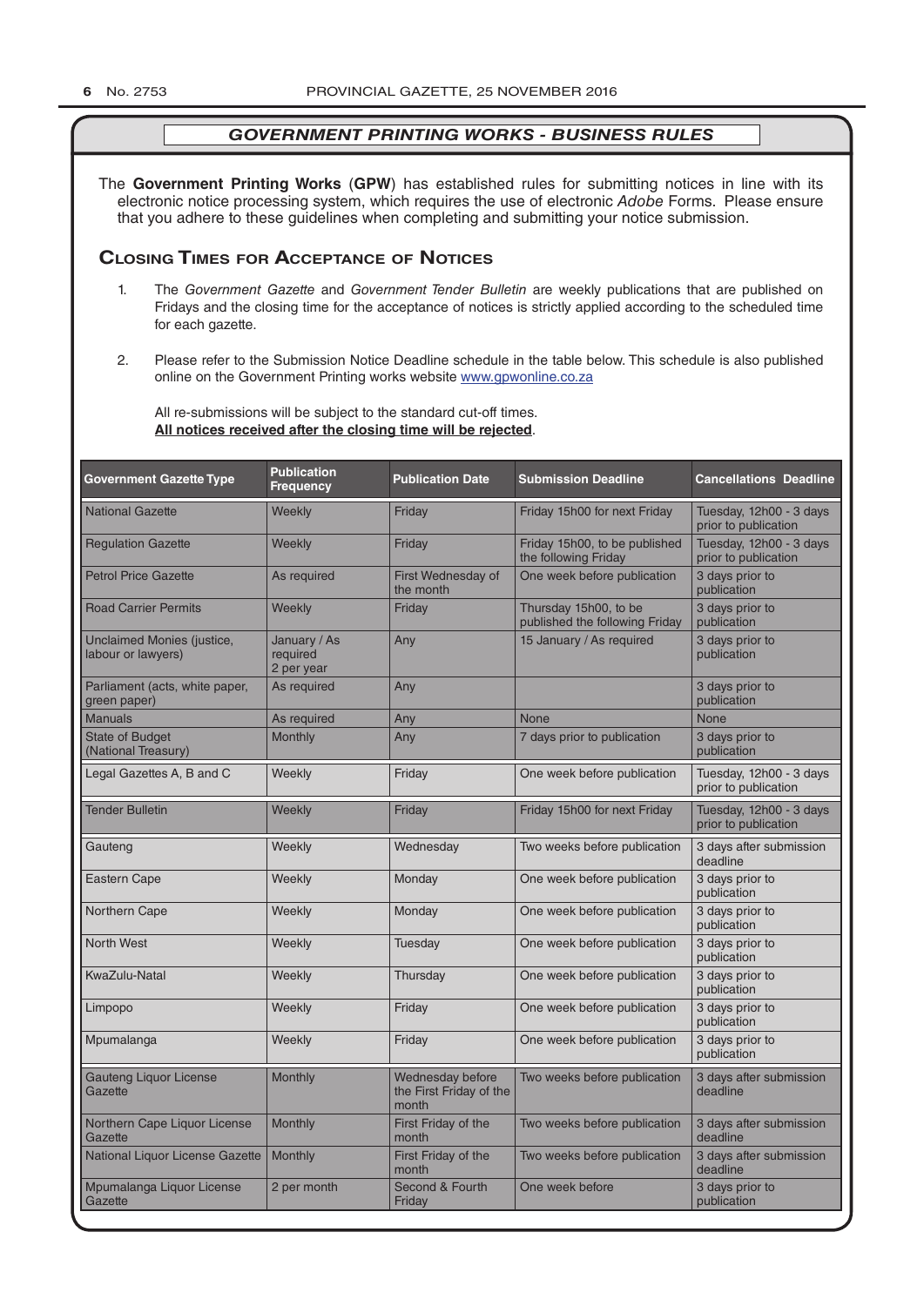## *GOVERNMENT PRINTING WORKS - BUSINESS RULES*

The **Government Printing Works** (**GPW**) has established rules for submitting notices in line with its electronic notice processing system, which requires the use of electronic *Adobe* Forms. Please ensure that you adhere to these guidelines when completing and submitting your notice submission.

### Closing Times for Acceptance of Notices

1. The *Government Gazette* and *Government Tender Bulletin* are weekly publications that are published on Fridays and the closing time for the acceptance of notices is strictly applied according to the scheduled time for each gazette.

2. Please refer to the Submission Notice Deadline schedule in the table below. This schedule is also published online on the Government Printing works website www.gpwonline.co.za

   All re-submissions will be subject to the standard cut-off times.
   **All notices received after the closing time will be rejected**.

| Government Gazette Type | Publication Frequency | Publication Date | Submission Deadline | Cancellations Deadline |
|---|---|---|---|---|
| National Gazette | Weekly | Friday | Friday 15h00 for next Friday | Tuesday, 12h00 - 3 days prior to publication |
| Regulation Gazette | Weekly | Friday | Friday 15h00, to be published the following Friday | Tuesday, 12h00 - 3 days prior to publication |
| Petrol Price Gazette | As required | First Wednesday of the month | One week before publication | 3 days prior to publication |
| Road Carrier Permits | Weekly | Friday | Thursday 15h00, to be published the following Friday | 3 days prior to publication |
| Unclaimed Monies (justice, labour or lawyers) | January / As required 2 per year | Any | 15 January / As required | 3 days prior to publication |
| Parliament (acts, white paper, green paper) | As required | Any | | 3 days prior to publication |
| Manuals | As required | Any | None | None |
| State of Budget (National Treasury) | Monthly | Any | 7 days prior to publication | 3 days prior to publication |
| Legal Gazettes A, B and C | Weekly | Friday | One week before publication | Tuesday, 12h00 - 3 days prior to publication |
| Tender Bulletin | Weekly | Friday | Friday 15h00 for next Friday | Tuesday, 12h00 - 3 days prior to publication |
| Gauteng | Weekly | Wednesday | Two weeks before publication | 3 days after submission deadline |
| Eastern Cape | Weekly | Monday | One week before publication | 3 days prior to publication |
| Northern Cape | Weekly | Monday | One week before publication | 3 days prior to publication |
| North West | Weekly | Tuesday | One week before publication | 3 days prior to publication |
| KwaZulu-Natal | Weekly | Thursday | One week before publication | 3 days prior to publication |
| Limpopo | Weekly | Friday | One week before publication | 3 days prior to publication |
| Mpumalanga | Weekly | Friday | One week before publication | 3 days prior to publication |
| Gauteng Liquor License Gazette | Monthly | Wednesday before the First Friday of the month | Two weeks before publication | 3 days after submission deadline |
| Northern Cape Liquor License Gazette | Monthly | First Friday of the month | Two weeks before publication | 3 days after submission deadline |
| National Liquor License Gazette | Monthly | First Friday of the month | Two weeks before publication | 3 days after submission deadline |
| Mpumalanga Liquor License Gazette | 2 per month | Second & Fourth Friday | One week before | 3 days prior to publication |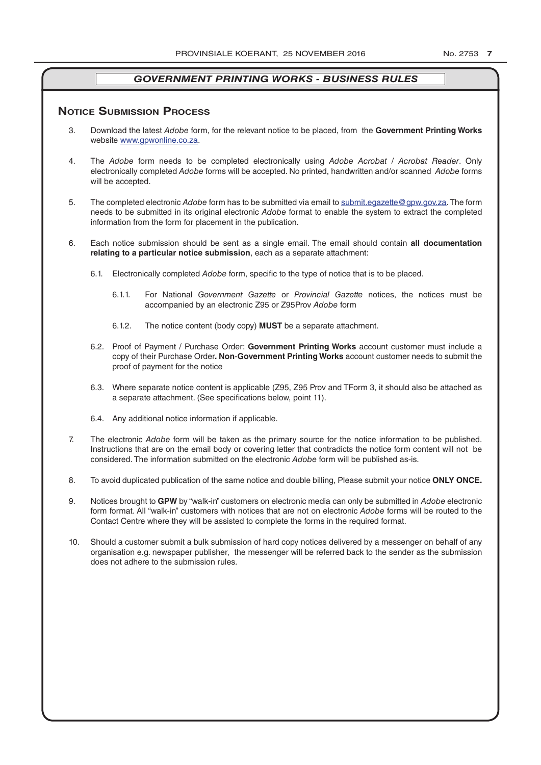## GOVERNMENT PRINTING WORKS - BUSINESS RULES

### Notice Submission Process

3. Download the latest *Adobe* form, for the relevant notice to be placed, from the **Government Printing Works** website www.gpwonline.co.za.

4. The *Adobe* form needs to be completed electronically using *Adobe Acrobat* / *Acrobat Reader*. Only electronically completed *Adobe* forms will be accepted. No printed, handwritten and/or scanned *Adobe* forms will be accepted.

5. The completed electronic *Adobe* form has to be submitted via email to submit.egazette@gpw.gov.za. The form needs to be submitted in its original electronic *Adobe* format to enable the system to extract the completed information from the form for placement in the publication.

6. Each notice submission should be sent as a single email. The email should contain **all documentation relating to a particular notice submission**, each as a separate attachment:

   6.1. Electronically completed *Adobe* form, specific to the type of notice that is to be placed.

      6.1.1. For National *Government Gazette* or *Provincial Gazette* notices, the notices must be accompanied by an electronic Z95 or Z95Prov *Adobe* form

      6.1.2. The notice content (body copy) **MUST** be a separate attachment.

   6.2. Proof of Payment / Purchase Order: **Government Printing Works** account customer must include a copy of their Purchase Order**. Non-Government Printing Works** account customer needs to submit the proof of payment for the notice

   6.3. Where separate notice content is applicable (Z95, Z95 Prov and TForm 3, it should also be attached as a separate attachment. (See specifications below, point 11).

   6.4. Any additional notice information if applicable.

7. The electronic *Adobe* form will be taken as the primary source for the notice information to be published. Instructions that are on the email body or covering letter that contradicts the notice form content will not be considered. The information submitted on the electronic *Adobe* form will be published as-is.

8. To avoid duplicated publication of the same notice and double billing, Please submit your notice **ONLY ONCE.**

9. Notices brought to **GPW** by "walk-in" customers on electronic media can only be submitted in *Adobe* electronic form format. All "walk-in" customers with notices that are not on electronic *Adobe* forms will be routed to the Contact Centre where they will be assisted to complete the forms in the required format.

10. Should a customer submit a bulk submission of hard copy notices delivered by a messenger on behalf of any organisation e.g. newspaper publisher, the messenger will be referred back to the sender as the submission does not adhere to the submission rules.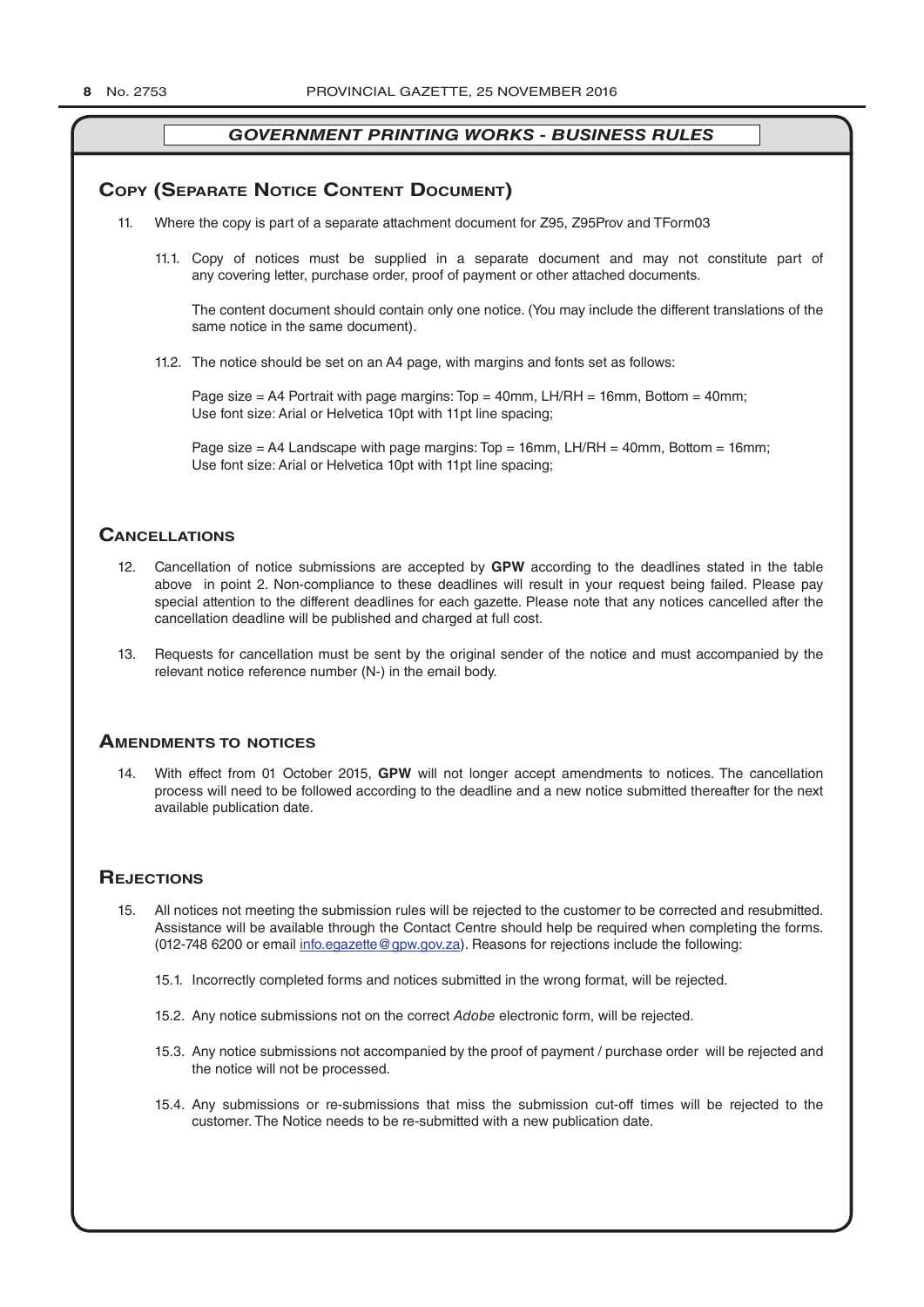## GOVERNMENT PRINTING WORKS - BUSINESS RULES

### Copy (Separate Notice Content Document)

11. Where the copy is part of a separate attachment document for Z95, Z95Prov and TForm03

    11.1. Copy of notices must be supplied in a separate document and may not constitute part of any covering letter, purchase order, proof of payment or other attached documents.

    The content document should contain only one notice. (You may include the different translations of the same notice in the same document).

    11.2. The notice should be set on an A4 page, with margins and fonts set as follows:

    Page size = A4 Portrait with page margins: Top = 40mm, LH/RH = 16mm, Bottom = 40mm;
    Use font size: Arial or Helvetica 10pt with 11pt line spacing;

    Page size = A4 Landscape with page margins: Top = 16mm, LH/RH = 40mm, Bottom = 16mm;
    Use font size: Arial or Helvetica 10pt with 11pt line spacing;

### Cancellations

12. Cancellation of notice submissions are accepted by **GPW** according to the deadlines stated in the table above in point 2. Non-compliance to these deadlines will result in your request being failed. Please pay special attention to the different deadlines for each gazette. Please note that any notices cancelled after the cancellation deadline will be published and charged at full cost.

13. Requests for cancellation must be sent by the original sender of the notice and must accompanied by the relevant notice reference number (N-) in the email body.

### Amendments to notices

14. With effect from 01 October 2015, **GPW** will not longer accept amendments to notices. The cancellation process will need to be followed according to the deadline and a new notice submitted thereafter for the next available publication date.

### Rejections

15. All notices not meeting the submission rules will be rejected to the customer to be corrected and resubmitted. Assistance will be available through the Contact Centre should help be required when completing the forms. (012-748 6200 or email info.egazette@gpw.gov.za). Reasons for rejections include the following:

    15.1. Incorrectly completed forms and notices submitted in the wrong format, will be rejected.

    15.2. Any notice submissions not on the correct *Adobe* electronic form, will be rejected.

    15.3. Any notice submissions not accompanied by the proof of payment / purchase order will be rejected and the notice will not be processed.

    15.4. Any submissions or re-submissions that miss the submission cut-off times will be rejected to the customer. The Notice needs to be re-submitted with a new publication date.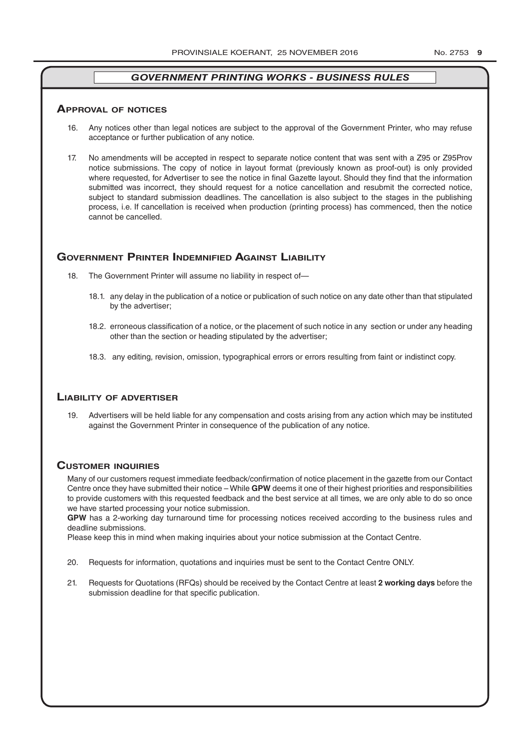## *GOVERNMENT PRINTING WORKS - BUSINESS RULES*

### Approval of notices

16. Any notices other than legal notices are subject to the approval of the Government Printer, who may refuse acceptance or further publication of any notice.

17. No amendments will be accepted in respect to separate notice content that was sent with a Z95 or Z95Prov notice submissions. The copy of notice in layout format (previously known as proof-out) is only provided where requested, for Advertiser to see the notice in final Gazette layout. Should they find that the information submitted was incorrect, they should request for a notice cancellation and resubmit the corrected notice, subject to standard submission deadlines. The cancellation is also subject to the stages in the publishing process, i.e. If cancellation is received when production (printing process) has commenced, then the notice cannot be cancelled.

### Government Printer Indemnified Against Liability

18. The Government Printer will assume no liability in respect of—

    18.1. any delay in the publication of a notice or publication of such notice on any date other than that stipulated by the advertiser;

    18.2. erroneous classification of a notice, or the placement of such notice in any section or under any heading other than the section or heading stipulated by the advertiser;

    18.3. any editing, revision, omission, typographical errors or errors resulting from faint or indistinct copy.

### Liability of advertiser

19. Advertisers will be held liable for any compensation and costs arising from any action which may be instituted against the Government Printer in consequence of the publication of any notice.

### Customer inquiries

Many of our customers request immediate feedback/confirmation of notice placement in the gazette from our Contact Centre once they have submitted their notice – While **GPW** deems it one of their highest priorities and responsibilities to provide customers with this requested feedback and the best service at all times, we are only able to do so once we have started processing your notice submission.

**GPW** has a 2-working day turnaround time for processing notices received according to the business rules and deadline submissions.

Please keep this in mind when making inquiries about your notice submission at the Contact Centre.

20. Requests for information, quotations and inquiries must be sent to the Contact Centre ONLY.

21. Requests for Quotations (RFQs) should be received by the Contact Centre at least **2 working days** before the submission deadline for that specific publication.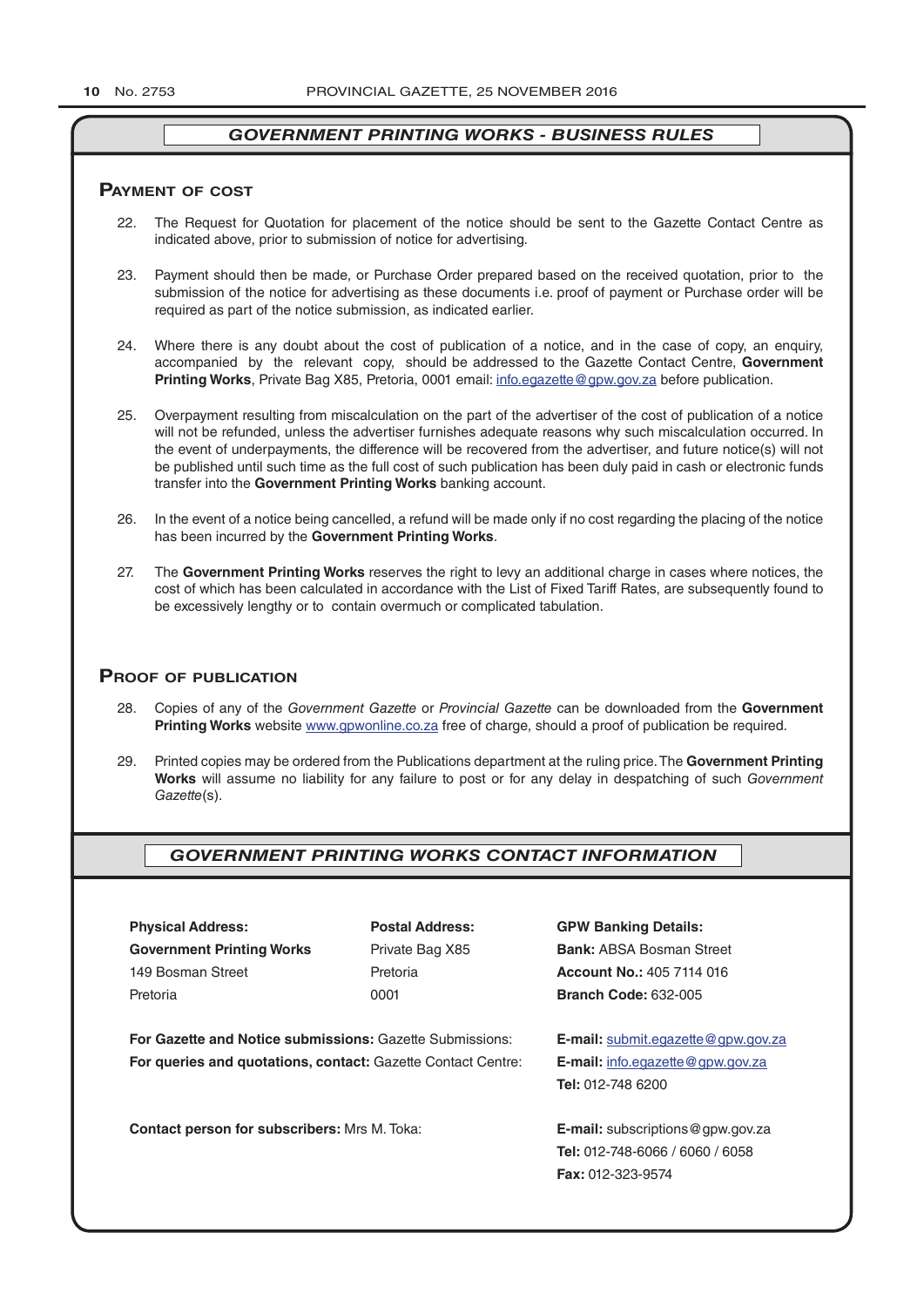## GOVERNMENT PRINTING WORKS - BUSINESS RULES

### Payment of cost

22. The Request for Quotation for placement of the notice should be sent to the Gazette Contact Centre as indicated above, prior to submission of notice for advertising.

23. Payment should then be made, or Purchase Order prepared based on the received quotation, prior to the submission of the notice for advertising as these documents i.e. proof of payment or Purchase order will be required as part of the notice submission, as indicated earlier.

24. Where there is any doubt about the cost of publication of a notice, and in the case of copy, an enquiry, accompanied by the relevant copy, should be addressed to the Gazette Contact Centre, **Government Printing Works**, Private Bag X85, Pretoria, 0001 email: info.egazette@gpw.gov.za before publication.

25. Overpayment resulting from miscalculation on the part of the advertiser of the cost of publication of a notice will not be refunded, unless the advertiser furnishes adequate reasons why such miscalculation occurred. In the event of underpayments, the difference will be recovered from the advertiser, and future notice(s) will not be published until such time as the full cost of such publication has been duly paid in cash or electronic funds transfer into the **Government Printing Works** banking account.

26. In the event of a notice being cancelled, a refund will be made only if no cost regarding the placing of the notice has been incurred by the **Government Printing Works**.

27. The **Government Printing Works** reserves the right to levy an additional charge in cases where notices, the cost of which has been calculated in accordance with the List of Fixed Tariff Rates, are subsequently found to be excessively lengthy or to contain overmuch or complicated tabulation.

### Proof of publication

28. Copies of any of the *Government Gazette* or *Provincial Gazette* can be downloaded from the **Government Printing Works** website www.gpwonline.co.za free of charge, should a proof of publication be required.

29. Printed copies may be ordered from the Publications department at the ruling price. The **Government Printing Works** will assume no liability for any failure to post or for any delay in despatching of such *Government Gazette*(s).

## GOVERNMENT PRINTING WORKS CONTACT INFORMATION

| **Physical Address:** | **Postal Address:** | **GPW Banking Details:** |
|---|---|---|
| **Government Printing Works** | Private Bag X85 | **Bank:** ABSA Bosman Street |
| 149 Bosman Street | Pretoria | **Account No.:** 405 7114 016 |
| Pretoria | 0001 | **Branch Code:** 632-005 |

**For Gazette and Notice submissions:** Gazette Submissions: **E-mail:** submit.egazette@gpw.gov.za

**For queries and quotations, contact:** Gazette Contact Centre: **E-mail:** info.egazette@gpw.gov.za
**Tel:** 012-748 6200

**Contact person for subscribers:** Mrs M. Toka: **E-mail:** subscriptions@gpw.gov.za
**Tel:** 012-748-6066 / 6060 / 6058
**Fax:** 012-323-9574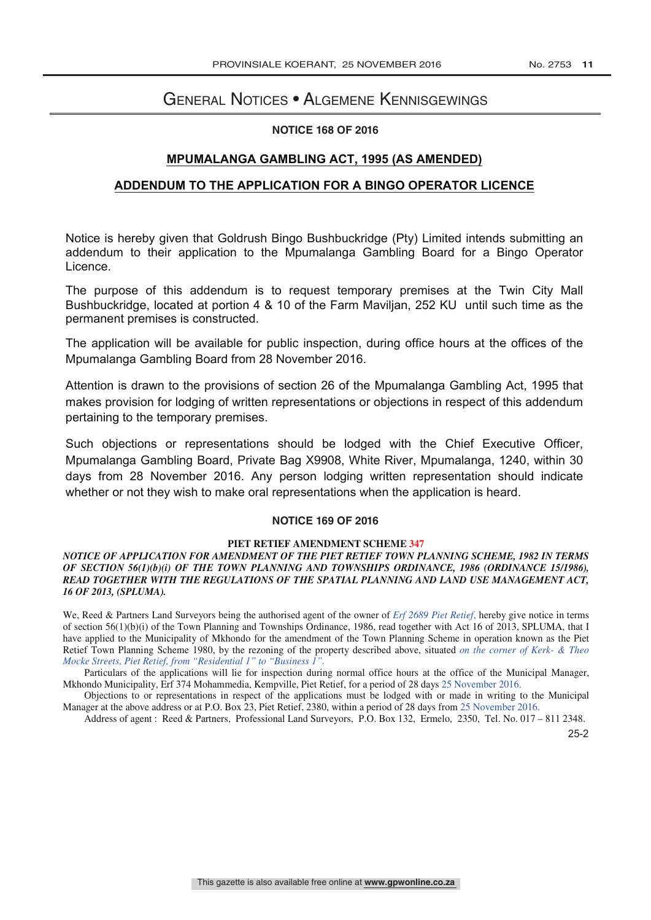# General Notices • Algemene Kennisgewings

### NOTICE 168 OF 2016

## MPUMALANGA GAMBLING ACT, 1995 (AS AMENDED)

## ADDENDUM TO THE APPLICATION FOR A BINGO OPERATOR LICENCE

Notice is hereby given that Goldrush Bingo Bushbuckridge (Pty) Limited intends submitting an addendum to their application to the Mpumalanga Gambling Board for a Bingo Operator Licence.

The purpose of this addendum is to request temporary premises at the Twin City Mall Bushbuckridge, located at portion 4 & 10 of the Farm Maviljan, 252 KU until such time as the permanent premises is constructed.

The application will be available for public inspection, during office hours at the offices of the Mpumalanga Gambling Board from 28 November 2016.

Attention is drawn to the provisions of section 26 of the Mpumalanga Gambling Act, 1995 that makes provision for lodging of written representations or objections in respect of this addendum pertaining to the temporary premises.

Such objections or representations should be lodged with the Chief Executive Officer, Mpumalanga Gambling Board, Private Bag X9908, White River, Mpumalanga, 1240, within 30 days from 28 November 2016. Any person lodging written representation should indicate whether or not they wish to make oral representations when the application is heard.

### NOTICE 169 OF 2016

**PIET RETIEF AMENDMENT SCHEME 347**

***NOTICE OF APPLICATION FOR AMENDMENT OF THE PIET RETIEF TOWN PLANNING SCHEME, 1982 IN TERMS OF SECTION 56(1)(b)(i) OF THE TOWN PLANNING AND TOWNSHIPS ORDINANCE, 1986 (ORDINANCE 15/1986), READ TOGETHER WITH THE REGULATIONS OF THE SPATIAL PLANNING AND LAND USE MANAGEMENT ACT, 16 OF 2013, (SPLUMA).***

We, Reed & Partners Land Surveyors being the authorised agent of the owner of *Erf 2689 Piet Retief*, hereby give notice in terms of section 56(1)(b)(i) of the Town Planning and Townships Ordinance, 1986, read together with Act 16 of 2013, SPLUMA, that I have applied to the Municipality of Mkhondo for the amendment of the Town Planning Scheme in operation known as the Piet Retief Town Planning Scheme 1980, by the rezoning of the property described above, situated *on the corner of Kerk- & Theo Mocke Streets, Piet Retief, from "Residential 1" to "Business 1".*

Particulars of the applications will lie for inspection during normal office hours at the office of the Municipal Manager, Mkhondo Municipality, Erf 374 Mohammedia, Kempville, Piet Retief, for a period of 28 days 25 November 2016.

Objections to or representations in respect of the applications must be lodged with or made in writing to the Municipal Manager at the above address or at P.O. Box 23, Piet Retief, 2380, within a period of 28 days from 25 November 2016.

Address of agent : Reed & Partners, Professional Land Surveyors, P.O. Box 132, Ermelo, 2350, Tel. No. 017 – 811 2348.

25-2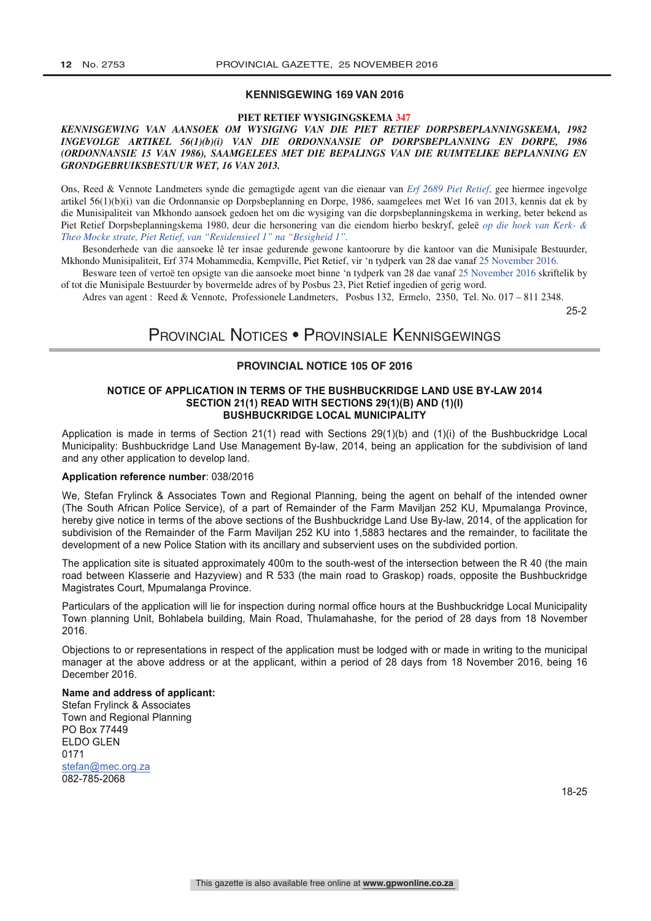## KENNISGEWING 169 VAN 2016

**PIET RETIEF WYSIGINGSKEMA 347**

***KENNISGEWING VAN AANSOEK OM WYSIGING VAN DIE PIET RETIEF DORPSBEPLANNINGSKEMA, 1982 INGEVOLGE ARTIKEL 56(1)(b)(i) VAN DIE ORDONNANSIE OP DORPSBEPLANNING EN DORPE, 1986 (ORDONNANSIE 15 VAN 1986), SAAMGELEES MET DIE BEPALINGS VAN DIE RUIMTELIKE BEPLANNING EN GRONDGEBRUIKSBESTUUR WET, 16 VAN 2013.***

Ons, Reed & Vennote Landmeters synde die gemagtigde agent van die eienaar van *Erf 2689 Piet Retief*, gee hiermee ingevolge artikel 56(1)(b)(i) van die Ordonnansie op Dorpsbeplanning en Dorpe, 1986, saamgelees met Wet 16 van 2013, kennis dat ek by die Munisipaliteit van Mkhondo aansoek gedoen het om die wysiging van die dorpsbeplanningskema in werking, beter bekend as Piet Retief Dorpsbeplanningskema 1980, deur die hersonering van die eiendom hierbo beskryf, geleë *op die hoek van Kerk- & Theo Mocke strate, Piet Retief, van "Residensieel 1" na "Besigheid 1"*.

Besonderhede van die aansoeke lê ter insae gedurende gewone kantoorure by die kantoor van die Munisipale Bestuurder, Mkhondo Munisipaliteit, Erf 374 Mohammedia, Kempville, Piet Retief, vir 'n tydperk van 28 dae vanaf 25 November 2016.

Besware teen of vertoë ten opsigte van die aansoeke moet binne 'n tydperk van 28 dae vanaf 25 November 2016 skriftelik by of tot die Munisipale Bestuurder by bovermelde adres of by Posbus 23, Piet Retief ingedien of gerig word.

Adres van agent : Reed & Vennote, Professionele Landmeters, Posbus 132, Ermelo, 2350, Tel. No. 017 – 811 2348.

25-2

# Provincial Notices • Provinsiale Kennisgewings

## PROVINCIAL NOTICE 105 OF 2016

### NOTICE OF APPLICATION IN TERMS OF THE BUSHBUCKRIDGE LAND USE BY-LAW 2014 SECTION 21(1) READ WITH SECTIONS 29(1)(B) AND (1)(I) BUSHBUCKRIDGE LOCAL MUNICIPALITY

Application is made in terms of Section 21(1) read with Sections 29(1)(b) and (1)(i) of the Bushbuckridge Local Municipality: Bushbuckridge Land Use Management By-law, 2014, being an application for the subdivision of land and any other application to develop land.

**Application reference number**: 038/2016

We, Stefan Frylinck & Associates Town and Regional Planning, being the agent on behalf of the intended owner (The South African Police Service), of a part of Remainder of the Farm Maviljan 252 KU, Mpumalanga Province, hereby give notice in terms of the above sections of the Bushbuckridge Land Use By-law, 2014, of the application for subdivision of the Remainder of the Farm Maviljan 252 KU into 1,5883 hectares and the remainder, to facilitate the development of a new Police Station with its ancillary and subservient uses on the subdivided portion.

The application site is situated approximately 400m to the south-west of the intersection between the R 40 (the main road between Klasserie and Hazyview) and R 533 (the main road to Graskop) roads, opposite the Bushbuckridge Magistrates Court, Mpumalanga Province.

Particulars of the application will lie for inspection during normal office hours at the Bushbuckridge Local Municipality Town planning Unit, Bohlabela building, Main Road, Thulamahashe, for the period of 28 days from 18 November 2016.

Objections to or representations in respect of the application must be lodged with or made in writing to the municipal manager at the above address or at the applicant, within a period of 28 days from 18 November 2016, being 16 December 2016.

**Name and address of applicant:**
Stefan Frylinck & Associates
Town and Regional Planning
PO Box 77449
ELDO GLEN
0171
stefan@mec.org.za
082-785-2068

18-25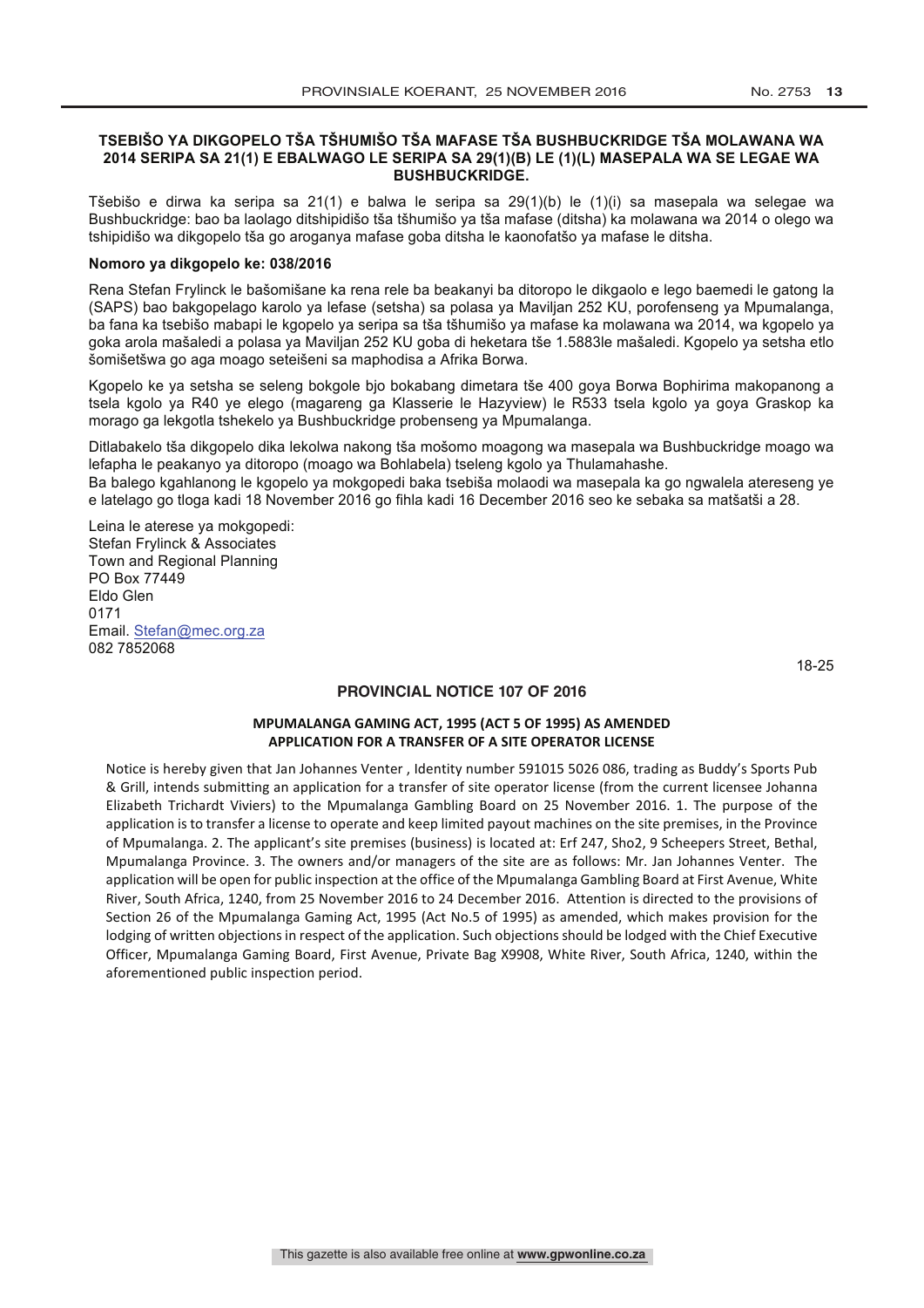**TSEBIŠO YA DIKGOPELO TŠA TŠHUMIŠO TŠA MAFASE TŠA BUSHBUCKRIDGE TŠA MOLAWANA WA 2014 SERIPA SA 21(1) E EBALWAGO LE SERIPA SA 29(1)(B) LE (1)(L) MASEPALA WA SE LEGAE WA BUSHBUCKRIDGE.**

Tšebišo e dirwa ka seripa sa 21(1) e balwa le seripa sa 29(1)(b) le (1)(i) sa masepala wa selegae wa Bushbuckridge: bao ba laolago ditshipidišo tša tšhumišo ya tša mafase (ditsha) ka molawana wa 2014 o olego wa tshipidišo wa dikgopelo tša go aroganya mafase goba ditsha le kaonofatšo ya mafase le ditsha.

**Nomoro ya dikgopelo ke: 038/2016**

Rena Stefan Frylinck le bašomišane ka rena rele ba beakanyi ba ditoropo le dikgaolo e lego baemedi le gatong la (SAPS) bao bakgopelago karolo ya lefase (setsha) sa polasa ya Maviljan 252 KU, porofenseng ya Mpumalanga, ba fana ka tsebišo mabapi le kgopelo ya seripa sa tša tšhumišo ya mafase ka molawana wa 2014, wa kgopelo ya goka arola mašaledi a polasa ya Maviljan 252 KU goba di heketara tše 1.5883le mašaledi. Kgopelo ya setsha etlo šomišetšwa go aga moago seteišeni sa maphodisa a Afrika Borwa.

Kgopelo ke ya setsha se seleng bokgole bjo bokabang dimetara tše 400 goya Borwa Bophirima makopanong a tsela kgolo ya R40 ye elego (magareng ga Klasserie le Hazyview) le R533 tsela kgolo ya goya Graskop ka morago ga lekgotla tshekelo ya Bushbuckridge probenseng ya Mpumalanga.

Ditlabakelo tša dikgopelo dika lekolwa nakong tša mošomo moagong wa masepala wa Bushbuckridge moago wa lefapha le peakanyo ya ditoropo (moago wa Bohlabela) tseleng kgolo ya Thulamahashe.
Ba balego kgahlanong le kgopelo ya mokgopedi baka tsebiša molaodi wa masepala ka go ngwalela atereseng ye e latelago go tloga kadi 18 November 2016 go fihla kadi 16 December 2016 seo ke sebaka sa matšatši a 28.

Leina le aterese ya mokgopedi:
Stefan Frylinck & Associates
Town and Regional Planning
PO Box 77449
Eldo Glen
0171
Email. Stefan@mec.org.za
082 7852068

18-25

## PROVINCIAL NOTICE 107 OF 2016

**MPUMALANGA GAMING ACT, 1995 (ACT 5 OF 1995) AS AMENDED**
**APPLICATION FOR A TRANSFER OF A SITE OPERATOR LICENSE**

Notice is hereby given that Jan Johannes Venter , Identity number 591015 5026 086, trading as Buddy's Sports Pub & Grill, intends submitting an application for a transfer of site operator license (from the current licensee Johanna Elizabeth Trichardt Viviers) to the Mpumalanga Gambling Board on 25 November 2016. 1. The purpose of the application is to transfer a license to operate and keep limited payout machines on the site premises, in the Province of Mpumalanga. 2. The applicant's site premises (business) is located at: Erf 247, Sho2, 9 Scheepers Street, Bethal, Mpumalanga Province. 3. The owners and/or managers of the site are as follows: Mr. Jan Johannes Venter. The application will be open for public inspection at the office of the Mpumalanga Gambling Board at First Avenue, White River, South Africa, 1240, from 25 November 2016 to 24 December 2016. Attention is directed to the provisions of Section 26 of the Mpumalanga Gaming Act, 1995 (Act No.5 of 1995) as amended, which makes provision for the lodging of written objections in respect of the application. Such objections should be lodged with the Chief Executive Officer, Mpumalanga Gaming Board, First Avenue, Private Bag X9908, White River, South Africa, 1240, within the aforementioned public inspection period.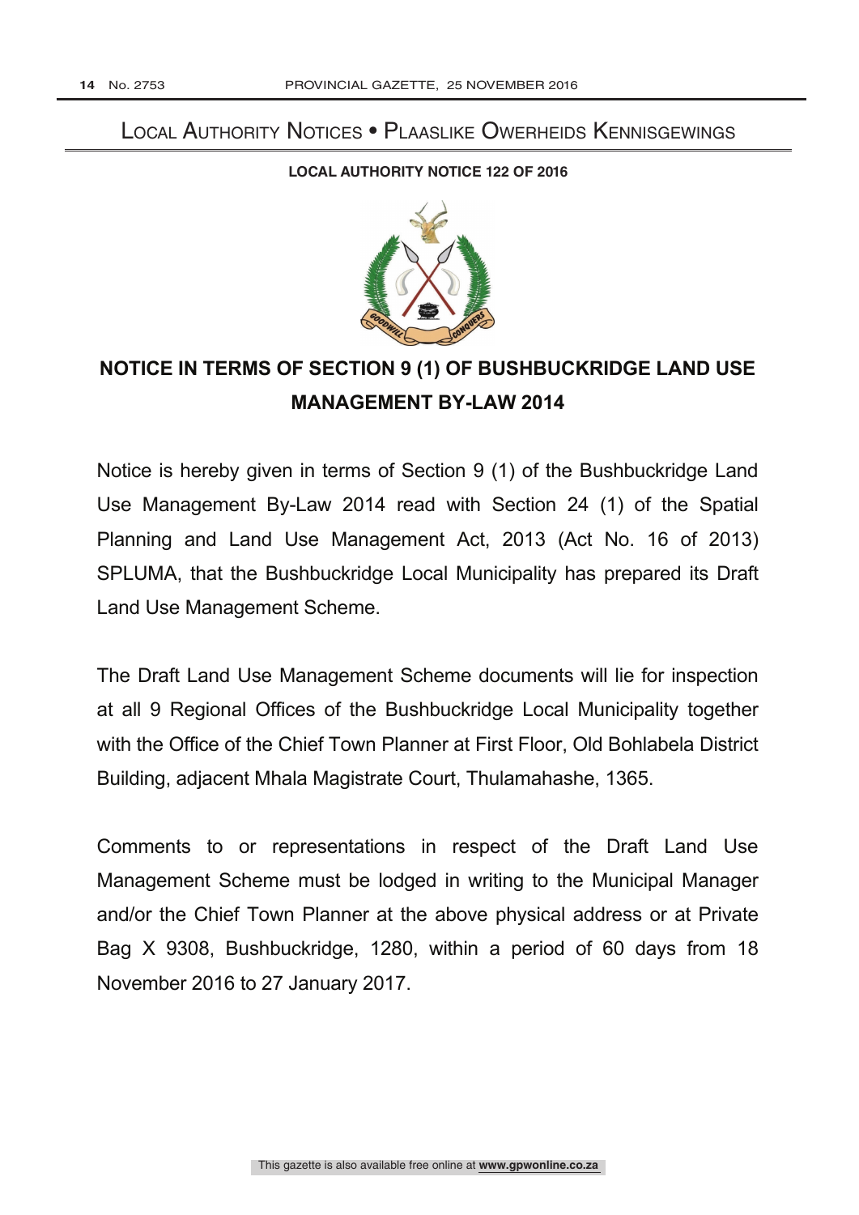## Local Authority Notices • Plaaslike Owerheids Kennisgewings

**LOCAL AUTHORITY NOTICE 122 OF 2016**

# NOTICE IN TERMS OF SECTION 9 (1) OF BUSHBUCKRIDGE LAND USE MANAGEMENT BY-LAW 2014

Notice is hereby given in terms of Section 9 (1) of the Bushbuckridge Land Use Management By-Law 2014 read with Section 24 (1) of the Spatial Planning and Land Use Management Act, 2013 (Act No. 16 of 2013) SPLUMA, that the Bushbuckridge Local Municipality has prepared its Draft Land Use Management Scheme.

The Draft Land Use Management Scheme documents will lie for inspection at all 9 Regional Offices of the Bushbuckridge Local Municipality together with the Office of the Chief Town Planner at First Floor, Old Bohlabela District Building, adjacent Mhala Magistrate Court, Thulamahashe, 1365.

Comments to or representations in respect of the Draft Land Use Management Scheme must be lodged in writing to the Municipal Manager and/or the Chief Town Planner at the above physical address or at Private Bag X 9308, Bushbuckridge, 1280, within a period of 60 days from 18 November 2016 to 27 January 2017.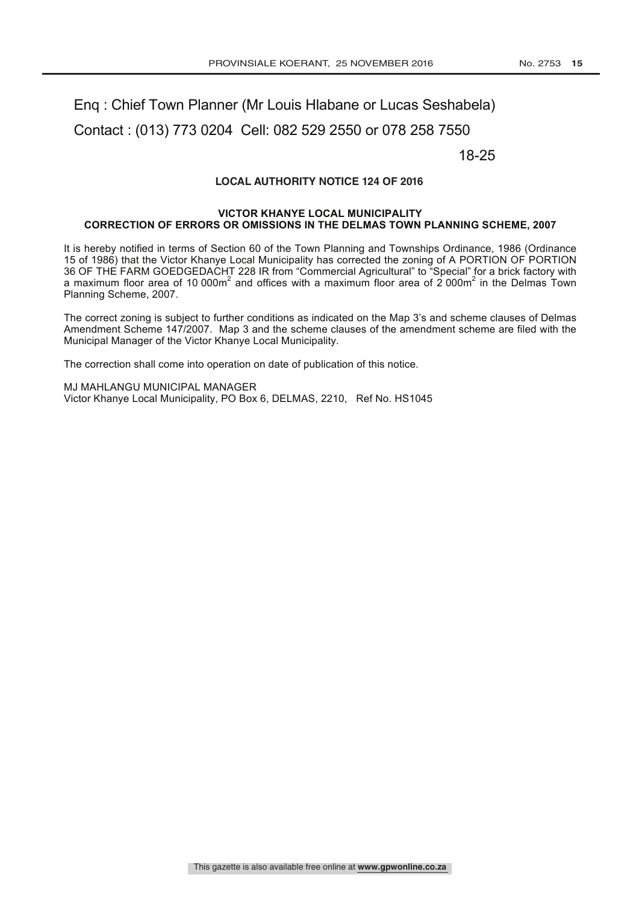Enq : Chief Town Planner (Mr Louis Hlabane or Lucas Seshabela)

Contact : (013) 773 0204 Cell: 082 529 2550 or 078 258 7550

18-25

**LOCAL AUTHORITY NOTICE 124 OF 2016**

**VICTOR KHANYE LOCAL MUNICIPALITY**
**CORRECTION OF ERRORS OR OMISSIONS IN THE DELMAS TOWN PLANNING SCHEME, 2007**

It is hereby notified in terms of Section 60 of the Town Planning and Townships Ordinance, 1986 (Ordinance 15 of 1986) that the Victor Khanye Local Municipality has corrected the zoning of A PORTION OF PORTION 36 OF THE FARM GOEDGEDACHT 228 IR from "Commercial Agricultural" to "Special" for a brick factory with a maximum floor area of 10 000m$^2$ and offices with a maximum floor area of 2 000m$^2$ in the Delmas Town Planning Scheme, 2007.

The correct zoning is subject to further conditions as indicated on the Map 3's and scheme clauses of Delmas Amendment Scheme 147/2007. Map 3 and the scheme clauses of the amendment scheme are filed with the Municipal Manager of the Victor Khanye Local Municipality.

The correction shall come into operation on date of publication of this notice.

MJ MAHLANGU MUNICIPAL MANAGER
Victor Khanye Local Municipality, PO Box 6, DELMAS, 2210, Ref No. HS1045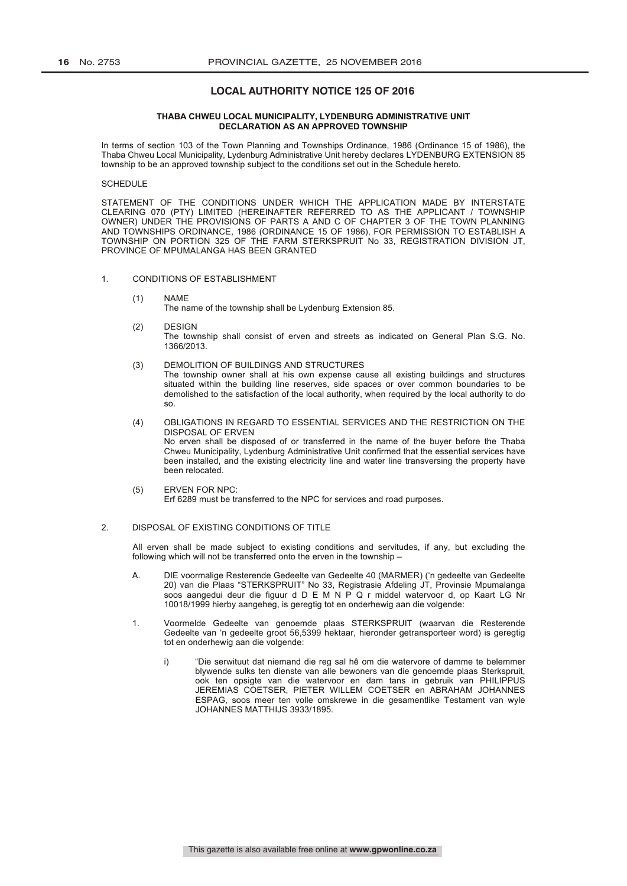## LOCAL AUTHORITY NOTICE 125 OF 2016

### THABA CHWEU LOCAL MUNICIPALITY, LYDENBURG ADMINISTRATIVE UNIT DECLARATION AS AN APPROVED TOWNSHIP

In terms of section 103 of the Town Planning and Townships Ordinance, 1986 (Ordinance 15 of 1986), the Thaba Chweu Local Municipality, Lydenburg Administrative Unit hereby declares LYDENBURG EXTENSION 85 township to be an approved township subject to the conditions set out in the Schedule hereto.

SCHEDULE

STATEMENT OF THE CONDITIONS UNDER WHICH THE APPLICATION MADE BY INTERSTATE CLEARING 070 (PTY) LIMITED (HEREINAFTER REFERRED TO AS THE APPLICANT / TOWNSHIP OWNER) UNDER THE PROVISIONS OF PARTS A AND C OF CHAPTER 3 OF THE TOWN PLANNING AND TOWNSHIPS ORDINANCE, 1986 (ORDINANCE 15 OF 1986), FOR PERMISSION TO ESTABLISH A TOWNSHIP ON PORTION 325 OF THE FARM STERKSPRUIT No 33, REGISTRATION DIVISION JT, PROVINCE OF MPUMALANGA HAS BEEN GRANTED

1. CONDITIONS OF ESTABLISHMENT

   (1) NAME
   The name of the township shall be Lydenburg Extension 85.

   (2) DESIGN
   The township shall consist of erven and streets as indicated on General Plan S.G. No. 1366/2013.

   (3) DEMOLITION OF BUILDINGS AND STRUCTURES
   The township owner shall at his own expense cause all existing buildings and structures situated within the building line reserves, side spaces or over common boundaries to be demolished to the satisfaction of the local authority, when required by the local authority to do so.

   (4) OBLIGATIONS IN REGARD TO ESSENTIAL SERVICES AND THE RESTRICTION ON THE DISPOSAL OF ERVEN
   No erven shall be disposed of or transferred in the name of the buyer before the Thaba Chweu Municipality, Lydenburg Administrative Unit confirmed that the essential services have been installed, and the existing electricity line and water line transversing the property have been relocated.

   (5) ERVEN FOR NPC:
   Erf 6289 must be transferred to the NPC for services and road purposes.

2. DISPOSAL OF EXISTING CONDITIONS OF TITLE

   All erven shall be made subject to existing conditions and servitudes, if any, but excluding the following which will not be transferred onto the erven in the township –

   A. DIE voormalige Resterende Gedeelte van Gedeelte 40 (MARMER) ('n gedeelte van Gedeelte 20) van die Plaas "STERKSPRUIT" No 33, Registrasie Afdeling JT, Provinsie Mpumalanga soos aangedui deur die figuur d D E M N P Q r middel watervoor d, op Kaart LG Nr 10018/1999 hierby aangeheg, is geregtig tot en onderhewig aan die volgende:

   1. Voormelde Gedeelte van genoemde plaas STERKSPRUIT (waarvan die Resterende Gedeelte van 'n gedeelte groot 56,5399 hektaar, hieronder getransporteer word) is geregtig tot en onderhewig aan die volgende:

      i) "Die serwituut dat niemand die reg sal hê om die watervore of damme te belemmer blywende sulks ten dienste van alle bewoners van die genoemde plaas Sterkspruit, ook ten opsigte van die watervoor en dam tans in gebruik van PHILIPPUS JEREMIAS COETSER, PIETER WILLEM COETSER en ABRAHAM JOHANNES ESPAG, soos meer ten volle omskrewe in die gesamentlike Testament van wyle JOHANNES MATTHIJS 3933/1895.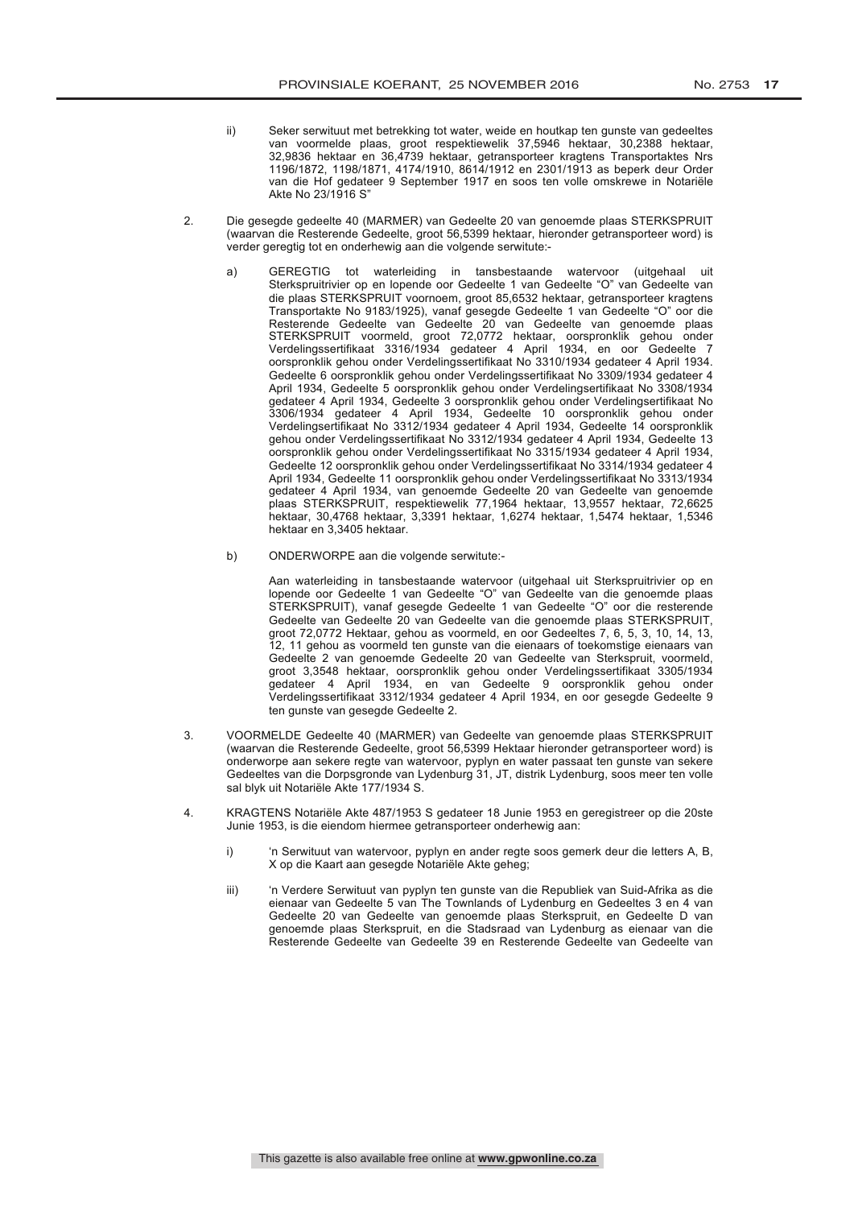ii) Seker serwituut met betrekking tot water, weide en houtkap ten gunste van gedeeltes van voormelde plaas, groot respektiewelik 37,5946 hektaar, 30,2388 hektaar, 32,9836 hektaar en 36,4739 hektaar, getransporteer kragtens Transportaktes Nrs 1196/1872, 1198/1871, 4174/1910, 8614/1912 en 2301/1913 as beperk deur Order van die Hof gedateer 9 September 1917 en soos ten volle omskrewe in Notariële Akte No 23/1916 S"

2. Die gesegde gedeelte 40 (MARMER) van Gedeelte 20 van genoemde plaas STERKSPRUIT (waarvan die Resterende Gedeelte, groot 56,5399 hektaar, hieronder getransporteer word) is verder geregtig tot en onderhewig aan die volgende serwitute:-

   a) GEREGTIG tot waterleiding in tansbestaande watervoor (uitgehaal uit Sterkspruitrivier op en lopende oor Gedeelte 1 van Gedeelte "O" van Gedeelte van die plaas STERKSPRUIT voornoem, groot 85,6532 hektaar, getransporteer kragtens Transportakte No 9183/1925), vanaf gesegde Gedeelte 1 van Gedeelte "O" oor die Resterende Gedeelte van Gedeelte 20 van Gedeelte van genoemde plaas STERKSPRUIT voormeld, groot 72,0772 hektaar, oorspronklik gehou onder Verdelingssertifikaat 3316/1934 gedateer 4 April 1934, en oor Gedeelte 7 oorspronklik gehou onder Verdelingssertifikaat No 3310/1934 gedateer 4 April 1934. Gedeelte 6 oorspronklik gehou onder Verdelingssertifikaat No 3309/1934 gedateer 4 April 1934, Gedeelte 5 oorspronklik gehou onder Verdelingsertifikaat No 3308/1934 gedateer 4 April 1934, Gedeelte 3 oorspronklik gehou onder Verdelingsertifikaat No 3306/1934 gedateer 4 April 1934, Gedeelte 10 oorspronklik gehou onder Verdelingsertifikaat No 3312/1934 gedateer 4 April 1934, Gedeelte 14 oorspronklik gehou onder Verdelingssertifikaat No 3312/1934 gedateer 4 April 1934, Gedeelte 13 oorspronklik gehou onder Verdelingssertifikaat No 3315/1934 gedateer 4 April 1934, Gedeelte 12 oorspronklik gehou onder Verdelingssertifikaat No 3314/1934 gedateer 4 April 1934, Gedeelte 11 oorspronklik gehou onder Verdelingssertifikaat No 3313/1934 gedateer 4 April 1934, van genoemde Gedeelte 20 van Gedeelte van genoemde plaas STERKSPRUIT, respektiewelik 77,1964 hektaar, 13,9557 hektaar, 72,6625 hektaar, 30,4768 hektaar, 3,3391 hektaar, 1,6274 hektaar, 1,5474 hektaar, 1,5346 hektaar en 3,3405 hektaar.

   b) ONDERWORPE aan die volgende serwitute:-

      Aan waterleiding in tansbestaande watervoor (uitgehaal uit Sterkspruitrivier op en lopende oor Gedeelte 1 van Gedeelte "O" van Gedeelte van die genoemde plaas STERKSPRUIT), vanaf gesegde Gedeelte 1 van Gedeelte "O" oor die resterende Gedeelte van Gedeelte 20 van Gedeelte van die genoemde plaas STERKSPRUIT, groot 72,0772 Hektaar, gehou as voormeld, en oor Gedeeltes 7, 6, 5, 3, 10, 14, 13, 12, 11 gehou as voormeld ten gunste van die eienaars of toekomstige eienaars van Gedeelte 2 van genoemde Gedeelte 20 van Gedeelte van Sterkspruit, voormeld, groot 3,3548 hektaar, oorspronklik gehou onder Verdelingssertifikaat 3305/1934 gedateer 4 April 1934, en van Gedeelte 9 oorspronklik gehou onder Verdelingssertifikaat 3312/1934 gedateer 4 April 1934, en oor gesegde Gedeelte 9 ten gunste van gesegde Gedeelte 2.

3. VOORMELDE Gedeelte 40 (MARMER) van Gedeelte van genoemde plaas STERKSPRUIT (waarvan die Resterende Gedeelte, groot 56,5399 Hektaar hieronder getransporteer word) is onderworpe aan sekere regte van watervoor, pyplyn en water passaat ten gunste van sekere Gedeeltes van die Dorpsgronde van Lydenburg 31, JT, distrik Lydenburg, soos meer ten volle sal blyk uit Notariële Akte 177/1934 S.

4. KRAGTENS Notariële Akte 487/1953 S gedateer 18 Junie 1953 en geregistreer op die 20ste Junie 1953, is die eiendom hiermee getransporteer onderhewig aan:

   i) 'n Serwituut van watervoor, pyplyn en ander regte soos gemerk deur die letters A, B, X op die Kaart aan gesegde Notariële Akte geheg;

   iii) 'n Verdere Serwituut van pyplyn ten gunste van die Republiek van Suid-Afrika as die eienaar van Gedeelte 5 van The Townlands of Lydenburg en Gedeeltes 3 en 4 van Gedeelte 20 van Gedeelte van genoemde plaas Sterkspruit, en Gedeelte D van genoemde plaas Sterkspruit, en die Stadsraad van Lydenburg as eienaar van die Resterende Gedeelte van Gedeelte 39 en Resterende Gedeelte van Gedeelte van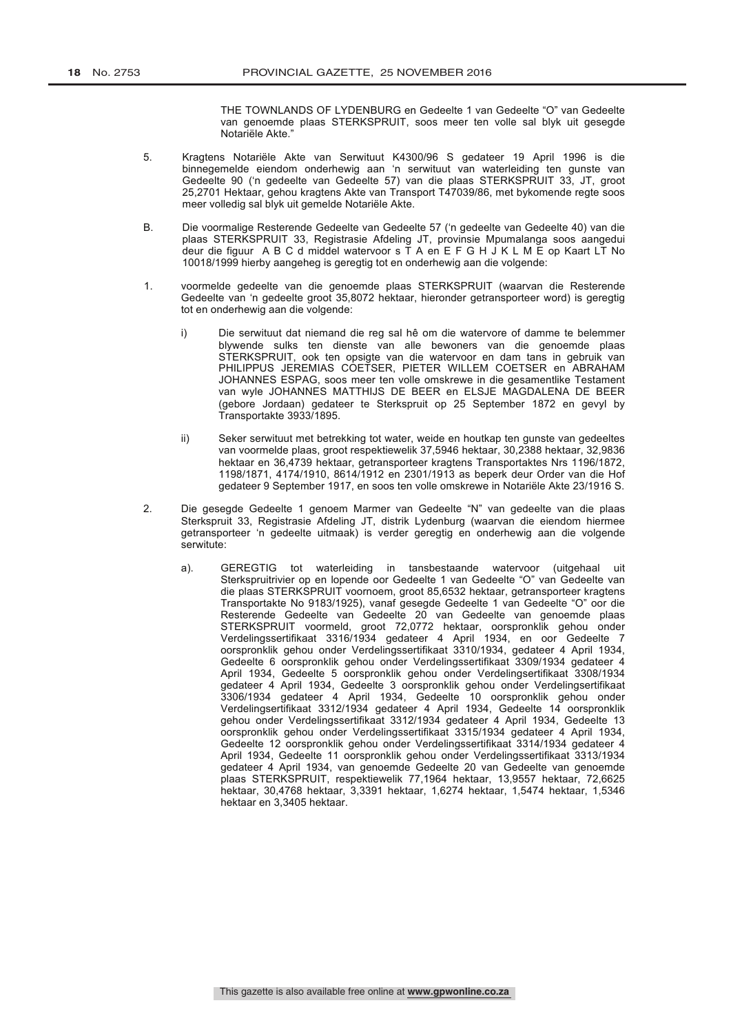THE TOWNLANDS OF LYDENBURG en Gedeelte 1 van Gedeelte "O" van Gedeelte van genoemde plaas STERKSPRUIT, soos meer ten volle sal blyk uit gesegde Notariële Akte."

5. Kragtens Notariële Akte van Serwituut K4300/96 S gedateer 19 April 1996 is die binnegemelde eiendom onderhewig aan 'n serwituut van waterleiding ten gunste van Gedeelte 90 ('n gedeelte van Gedeelte 57) van die plaas STERKSPRUIT 33, JT, groot 25,2701 Hektaar, gehou kragtens Akte van Transport T47039/86, met bykomende regte soos meer volledig sal blyk uit gemelde Notariële Akte.

B. Die voormalige Resterende Gedeelte van Gedeelte 57 ('n gedeelte van Gedeelte 40) van die plaas STERKSPRUIT 33, Registrasie Afdeling JT, provinsie Mpumalanga soos aangedui deur die figuur A B C d middel watervoor s T A en E F G H J K L M E op Kaart LT No 10018/1999 hierby aangeheg is geregtig tot en onderhewig aan die volgende:

1. voormelde gedeelte van die genoemde plaas STERKSPRUIT (waarvan die Resterende Gedeelte van 'n gedeelte groot 35,8072 hektaar, hieronder getransporteer word) is geregtig tot en onderhewig aan die volgende:

   i) Die serwituut dat niemand die reg sal hê om die watervore of damme te belemmer blywende sulks ten dienste van alle bewoners van die genoemde plaas STERKSPRUIT, ook ten opsigte van die watervoor en dam tans in gebruik van PHILIPPUS JEREMIAS COETSER, PIETER WILLEM COETSER en ABRAHAM JOHANNES ESPAG, soos meer ten volle omskrewe in die gesamentlike Testament van wyle JOHANNES MATTHIJS DE BEER en ELSJE MAGDALENA DE BEER (gebore Jordaan) gedateer te Sterkspruit op 25 September 1872 en gevyl by Transportakte 3933/1895.

   ii) Seker serwituut met betrekking tot water, weide en houtkap ten gunste van gedeeltes van voormelde plaas, groot respektiewelik 37,5946 hektaar, 30,2388 hektaar, 32,9836 hektaar en 36,4739 hektaar, getransporteer kragtens Transportaktes Nrs 1196/1872, 1198/1871, 4174/1910, 8614/1912 en 2301/1913 as beperk deur Order van die Hof gedateer 9 September 1917, en soos ten volle omskrewe in Notariële Akte 23/1916 S.

2. Die gesegde Gedeelte 1 genoem Marmer van Gedeelte "N" van gedeelte van die plaas Sterkspruit 33, Registrasie Afdeling JT, distrik Lydenburg (waarvan die eiendom hiermee getransporteer 'n gedeelte uitmaak) is verder geregtig en onderhewig aan die volgende serwitute:

   a). GEREGTIG tot waterleiding in tansbestaande watervoor (uitgehaal uit Sterkspruitrivier op en lopende oor Gedeelte 1 van Gedeelte "O" van Gedeelte van die plaas STERKSPRUIT voornoem, groot 85,6532 hektaar, getransporteer kragtens Transportakte No 9183/1925), vanaf gesegde Gedeelte 1 van Gedeelte "O" oor die Resterende Gedeelte van Gedeelte 20 van Gedeelte van genoemde plaas STERKSPRUIT voormeld, groot 72,0772 hektaar, oorspronklik gehou onder Verdelingssertifikaat 3316/1934 gedateer 4 April 1934, en oor Gedeelte 7 oorspronklik gehou onder Verdelingssertifikaat 3310/1934, gedateer 4 April 1934, Gedeelte 6 oorspronklik gehou onder Verdelingssertifikaat 3309/1934 gedateer 4 April 1934, Gedeelte 5 oorspronklik gehou onder Verdelingsertifikaat 3308/1934 gedateer 4 April 1934, Gedeelte 3 oorspronklik gehou onder Verdelingsertifikaat 3306/1934 gedateer 4 April 1934, Gedeelte 10 oorspronklik gehou onder Verdelingsertifikaat 3312/1934 gedateer 4 April 1934, Gedeelte 14 oorspronklik gehou onder Verdelingssertifikaat 3312/1934 gedateer 4 April 1934, Gedeelte 13 oorspronklik gehou onder Verdelingssertifikaat 3315/1934 gedateer 4 April 1934, Gedeelte 12 oorspronklik gehou onder Verdelingssertifikaat 3314/1934 gedateer 4 April 1934, Gedeelte 11 oorspronklik gehou onder Verdelingssertifikaat 3313/1934 gedateer 4 April 1934, van genoemde Gedeelte 20 van Gedeelte van genoemde plaas STERKSPRUIT, respektiewelik 77,1964 hektaar, 13,9557 hektaar, 72,6625 hektaar, 30,4768 hektaar, 3,3391 hektaar, 1,6274 hektaar, 1,5474 hektaar, 1,5346 hektaar en 3,3405 hektaar.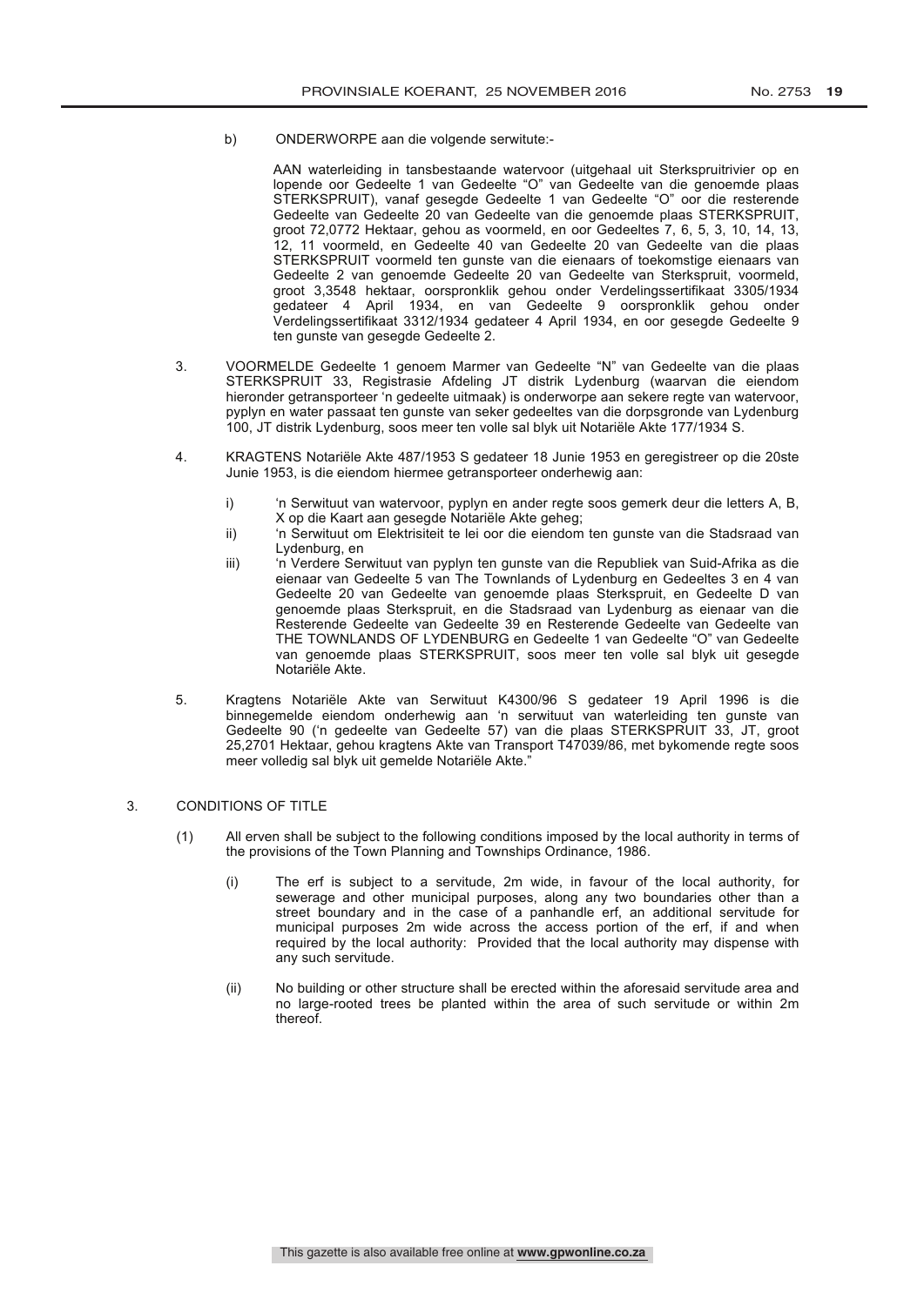b) ONDERWORPE aan die volgende serwitute:-

AAN waterleiding in tansbestaande watervoor (uitgehaal uit Sterkspruitrivier op en lopende oor Gedeelte 1 van Gedeelte "O" van Gedeelte van die genoemde plaas STERKSPRUIT), vanaf gesegde Gedeelte 1 van Gedeelte "O" oor die resterende Gedeelte van Gedeelte 20 van Gedeelte van die genoemde plaas STERKSPRUIT, groot 72,0772 Hektaar, gehou as voormeld, en oor Gedeeltes 7, 6, 5, 3, 10, 14, 13, 12, 11 voormeld, en Gedeelte 40 van Gedeelte 20 van Gedeelte van die plaas STERKSPRUIT voormeld ten gunste van die eienaars of toekomstige eienaars van Gedeelte 2 van genoemde Gedeelte 20 van Gedeelte van Sterkspruit, voormeld, groot 3,3548 hektaar, oorspronklik gehou onder Verdelingssertifikaat 3305/1934 gedateer 4 April 1934, en van Gedeelte 9 oorspronklik gehou onder Verdelingssertifikaat 3312/1934 gedateer 4 April 1934, en oor gesegde Gedeelte 9 ten gunste van gesegde Gedeelte 2.

3. VOORMELDE Gedeelte 1 genoem Marmer van Gedeelte "N" van Gedeelte van die plaas STERKSPRUIT 33, Registrasie Afdeling JT distrik Lydenburg (waarvan die eiendom hieronder getransporteer 'n gedeelte uitmaak) is onderworpe aan sekere regte van watervoor, pyplyn en water passaat ten gunste van seker gedeeltes van die dorpsgronde van Lydenburg 100, JT distrik Lydenburg, soos meer ten volle sal blyk uit Notariële Akte 177/1934 S.

4. KRAGTENS Notariële Akte 487/1953 S gedateer 18 Junie 1953 en geregistreer op die 20ste Junie 1953, is die eiendom hiermee getransporteer onderhewig aan:

   i) 'n Serwituut van watervoor, pyplyn en ander regte soos gemerk deur die letters A, B, X op die Kaart aan gesegde Notariële Akte geheg;
   ii) 'n Serwituut om Elektrisiteit te lei oor die eiendom ten gunste van die Stadsraad van Lydenburg, en
   iii) 'n Verdere Serwituut van pyplyn ten gunste van die Republiek van Suid-Afrika as die eienaar van Gedeelte 5 van The Townlands of Lydenburg en Gedeeltes 3 en 4 van Gedeelte 20 van Gedeelte van genoemde plaas Sterkspruit, en Gedeelte D van genoemde plaas Sterkspruit, en die Stadsraad van Lydenburg as eienaar van die Resterende Gedeelte van Gedeelte 39 en Resterende Gedeelte van Gedeelte van THE TOWNLANDS OF LYDENBURG en Gedeelte 1 van Gedeelte "O" van Gedeelte van genoemde plaas STERKSPRUIT, soos meer ten volle sal blyk uit gesegde Notariële Akte.

5. Kragtens Notariële Akte van Serwituut K4300/96 S gedateer 19 April 1996 is die binnegemelde eiendom onderhewig aan 'n serwituut van waterleiding ten gunste van Gedeelte 90 ('n gedeelte van Gedeelte 57) van die plaas STERKSPRUIT 33, JT, groot 25,2701 Hektaar, gehou kragtens Akte van Transport T47039/86, met bykomende regte soos meer volledig sal blyk uit gemelde Notariële Akte."

3. CONDITIONS OF TITLE

(1) All erven shall be subject to the following conditions imposed by the local authority in terms of the provisions of the Town Planning and Townships Ordinance, 1986.

   (i) The erf is subject to a servitude, 2m wide, in favour of the local authority, for sewerage and other municipal purposes, along any two boundaries other than a street boundary and in the case of a panhandle erf, an additional servitude for municipal purposes 2m wide across the access portion of the erf, if and when required by the local authority: Provided that the local authority may dispense with any such servitude.

   (ii) No building or other structure shall be erected within the aforesaid servitude area and no large-rooted trees be planted within the area of such servitude or within 2m thereof.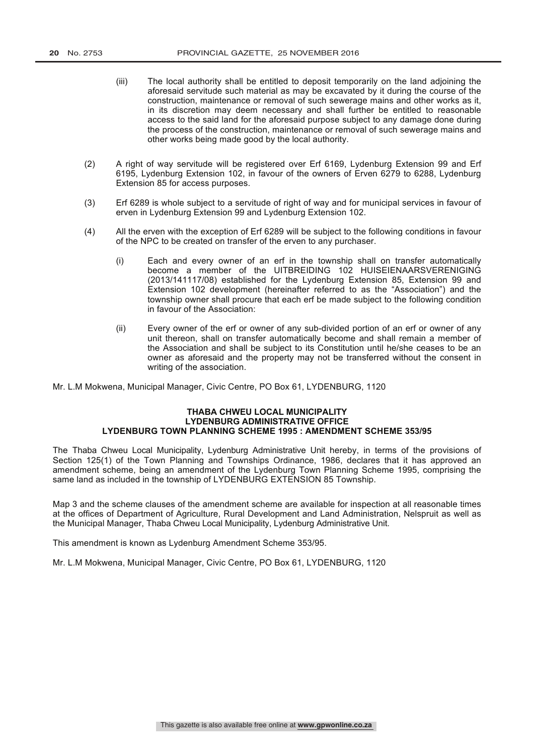(iii) The local authority shall be entitled to deposit temporarily on the land adjoining the aforesaid servitude such material as may be excavated by it during the course of the construction, maintenance or removal of such sewerage mains and other works as it, in its discretion may deem necessary and shall further be entitled to reasonable access to the said land for the aforesaid purpose subject to any damage done during the process of the construction, maintenance or removal of such sewerage mains and other works being made good by the local authority.

(2) A right of way servitude will be registered over Erf 6169, Lydenburg Extension 99 and Erf 6195, Lydenburg Extension 102, in favour of the owners of Erven 6279 to 6288, Lydenburg Extension 85 for access purposes.

(3) Erf 6289 is whole subject to a servitude of right of way and for municipal services in favour of erven in Lydenburg Extension 99 and Lydenburg Extension 102.

(4) All the erven with the exception of Erf 6289 will be subject to the following conditions in favour of the NPC to be created on transfer of the erven to any purchaser.

(i) Each and every owner of an erf in the township shall on transfer automatically become a member of the UITBREIDING 102 HUISEIENAARSVERENIGING (2013/141117/08) established for the Lydenburg Extension 85, Extension 99 and Extension 102 development (hereinafter referred to as the "Association") and the township owner shall procure that each erf be made subject to the following condition in favour of the Association:

(ii) Every owner of the erf or owner of any sub-divided portion of an erf or owner of any unit thereon, shall on transfer automatically become and shall remain a member of the Association and shall be subject to its Constitution until he/she ceases to be an owner as aforesaid and the property may not be transferred without the consent in writing of the association.

Mr. L.M Mokwena, Municipal Manager, Civic Centre, PO Box 61, LYDENBURG, 1120

**THABA CHWEU LOCAL MUNICIPALITY**
**LYDENBURG ADMINISTRATIVE OFFICE**
**LYDENBURG TOWN PLANNING SCHEME 1995 : AMENDMENT SCHEME 353/95**

The Thaba Chweu Local Municipality, Lydenburg Administrative Unit hereby, in terms of the provisions of Section 125(1) of the Town Planning and Townships Ordinance, 1986, declares that it has approved an amendment scheme, being an amendment of the Lydenburg Town Planning Scheme 1995, comprising the same land as included in the township of LYDENBURG EXTENSION 85 Township.

Map 3 and the scheme clauses of the amendment scheme are available for inspection at all reasonable times at the offices of Department of Agriculture, Rural Development and Land Administration, Nelspruit as well as the Municipal Manager, Thaba Chweu Local Municipality, Lydenburg Administrative Unit.

This amendment is known as Lydenburg Amendment Scheme 353/95.

Mr. L.M Mokwena, Municipal Manager, Civic Centre, PO Box 61, LYDENBURG, 1120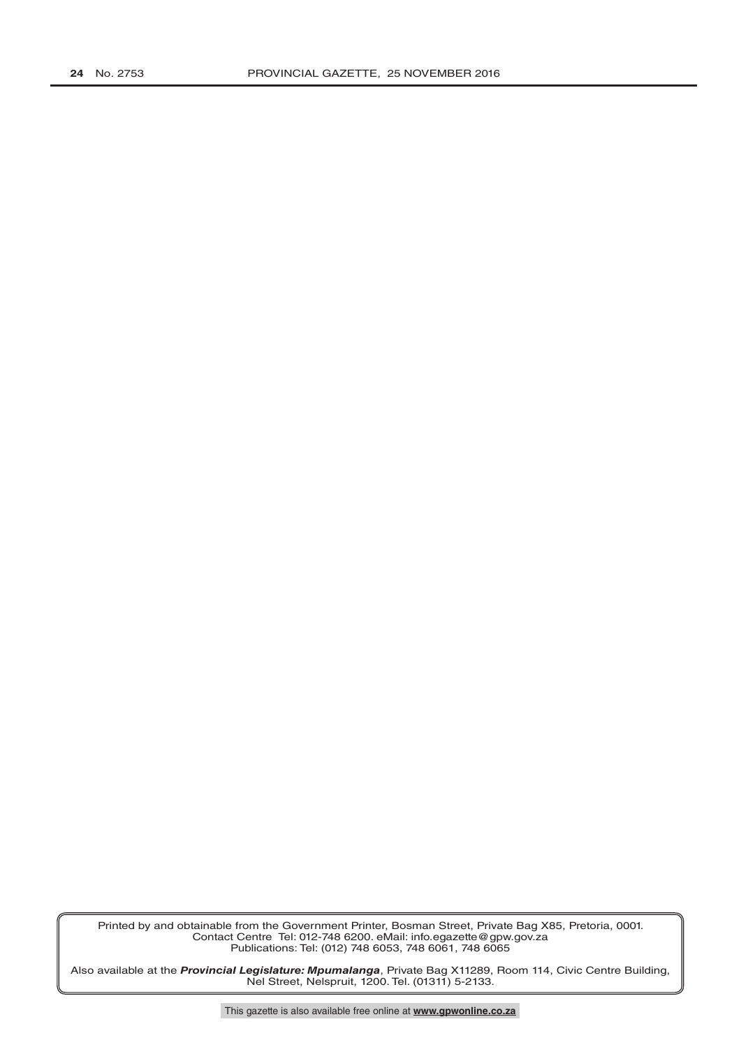Printed by and obtainable from the Government Printer, Bosman Street, Private Bag X85, Pretoria, 0001.
Contact Centre Tel: 012-748 6200. eMail: info.egazette@gpw.gov.za
Publications: Tel: (012) 748 6053, 748 6061, 748 6065

Also available at the ***Provincial Legislature: Mpumalanga***, Private Bag X11289, Room 114, Civic Centre Building, Nel Street, Nelspruit, 1200. Tel. (01311) 5-2133.

This gazette is also available free online at **www.gpwonline.co.za**